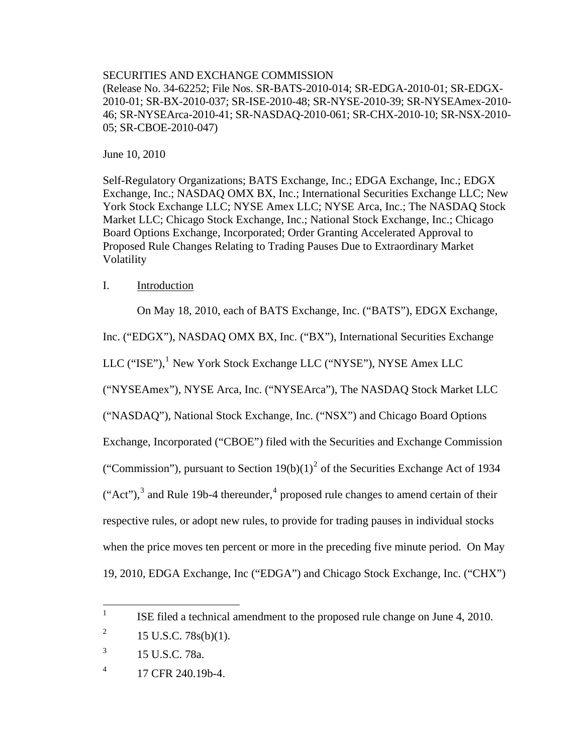SECURITIES AND EXCHANGE COMMISSION
(Release No. 34-62252; File Nos. SR-BATS-2010-014; SR-EDGA-2010-01; SR-EDGX-2010-01; SR-BX-2010-037; SR-ISE-2010-48; SR-NYSE-2010-39; SR-NYSEAmex-2010-46; SR-NYSEArca-2010-41; SR-NASDAQ-2010-061; SR-CHX-2010-10; SR-NSX-2010-05; SR-CBOE-2010-047)

June 10, 2010

Self-Regulatory Organizations; BATS Exchange, Inc.; EDGA Exchange, Inc.; EDGX Exchange, Inc.; NASDAQ OMX BX, Inc.; International Securities Exchange LLC; New York Stock Exchange LLC; NYSE Amex LLC; NYSE Arca, Inc.; The NASDAQ Stock Market LLC; Chicago Stock Exchange, Inc.; National Stock Exchange, Inc.; Chicago Board Options Exchange, Incorporated; Order Granting Accelerated Approval to Proposed Rule Changes Relating to Trading Pauses Due to Extraordinary Market Volatility

## I. Introduction

On May 18, 2010, each of BATS Exchange, Inc. ("BATS"), EDGX Exchange, Inc. ("EDGX"), NASDAQ OMX BX, Inc. ("BX"), International Securities Exchange LLC ("ISE"),[1] New York Stock Exchange LLC ("NYSE"), NYSE Amex LLC ("NYSEAmex"), NYSE Arca, Inc. ("NYSEArca"), The NASDAQ Stock Market LLC ("NASDAQ"), National Stock Exchange, Inc. ("NSX") and Chicago Board Options Exchange, Incorporated ("CBOE") filed with the Securities and Exchange Commission ("Commission"), pursuant to Section 19(b)(1)[2] of the Securities Exchange Act of 1934 ("Act"),[3] and Rule 19b-4 thereunder,[4] proposed rule changes to amend certain of their respective rules, or adopt new rules, to provide for trading pauses in individual stocks when the price moves ten percent or more in the preceding five minute period. On May 19, 2010, EDGA Exchange, Inc ("EDGA") and Chicago Stock Exchange, Inc. ("CHX")

[1] ISE filed a technical amendment to the proposed rule change on June 4, 2010.

[2] 15 U.S.C. 78s(b)(1).

[3] 15 U.S.C. 78a.

[4] 17 CFR 240.19b-4.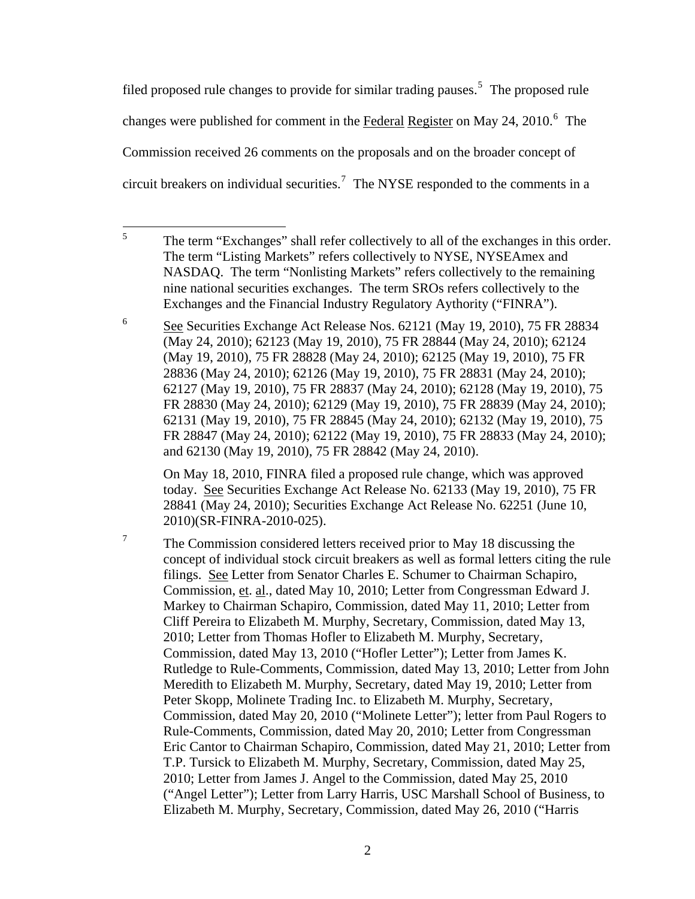filed proposed rule changes to provide for similar trading pauses.[5] The proposed rule changes were published for comment in the Federal Register on May 24, 2010.[6] The Commission received 26 comments on the proposals and on the broader concept of circuit breakers on individual securities.[7] The NYSE responded to the comments in a

---

[5] The term "Exchanges" shall refer collectively to all of the exchanges in this order. The term "Listing Markets" refers collectively to NYSE, NYSEAmex and NASDAQ. The term "Nonlisting Markets" refers collectively to the remaining nine national securities exchanges. The term SROs refers collectively to the Exchanges and the Financial Industry Regulatory Aythority ("FINRA").

[6] See Securities Exchange Act Release Nos. 62121 (May 19, 2010), 75 FR 28834 (May 24, 2010); 62123 (May 19, 2010), 75 FR 28844 (May 24, 2010); 62124 (May 19, 2010), 75 FR 28828 (May 24, 2010); 62125 (May 19, 2010), 75 FR 28836 (May 24, 2010); 62126 (May 19, 2010), 75 FR 28831 (May 24, 2010); 62127 (May 19, 2010), 75 FR 28837 (May 24, 2010); 62128 (May 19, 2010), 75 FR 28830 (May 24, 2010); 62129 (May 19, 2010), 75 FR 28839 (May 24, 2010); 62131 (May 19, 2010), 75 FR 28845 (May 24, 2010); 62132 (May 19, 2010), 75 FR 28847 (May 24, 2010); 62122 (May 19, 2010), 75 FR 28833 (May 24, 2010); and 62130 (May 19, 2010), 75 FR 28842 (May 24, 2010).

On May 18, 2010, FINRA filed a proposed rule change, which was approved today. See Securities Exchange Act Release No. 62133 (May 19, 2010), 75 FR 28841 (May 24, 2010); Securities Exchange Act Release No. 62251 (June 10, 2010)(SR-FINRA-2010-025).

[7] The Commission considered letters received prior to May 18 discussing the concept of individual stock circuit breakers as well as formal letters citing the rule filings. See Letter from Senator Charles E. Schumer to Chairman Schapiro, Commission, et. al., dated May 10, 2010; Letter from Congressman Edward J. Markey to Chairman Schapiro, Commission, dated May 11, 2010; Letter from Cliff Pereira to Elizabeth M. Murphy, Secretary, Commission, dated May 13, 2010; Letter from Thomas Hofler to Elizabeth M. Murphy, Secretary, Commission, dated May 13, 2010 ("Hofler Letter"); Letter from James K. Rutledge to Rule-Comments, Commission, dated May 13, 2010; Letter from John Meredith to Elizabeth M. Murphy, Secretary, dated May 19, 2010; Letter from Peter Skopp, Molinete Trading Inc. to Elizabeth M. Murphy, Secretary, Commission, dated May 20, 2010 ("Molinete Letter"); letter from Paul Rogers to Rule-Comments, Commission, dated May 20, 2010; Letter from Congressman Eric Cantor to Chairman Schapiro, Commission, dated May 21, 2010; Letter from T.P. Tursick to Elizabeth M. Murphy, Secretary, Commission, dated May 25, 2010; Letter from James J. Angel to the Commission, dated May 25, 2010 ("Angel Letter"); Letter from Larry Harris, USC Marshall School of Business, to Elizabeth M. Murphy, Secretary, Commission, dated May 26, 2010 ("Harris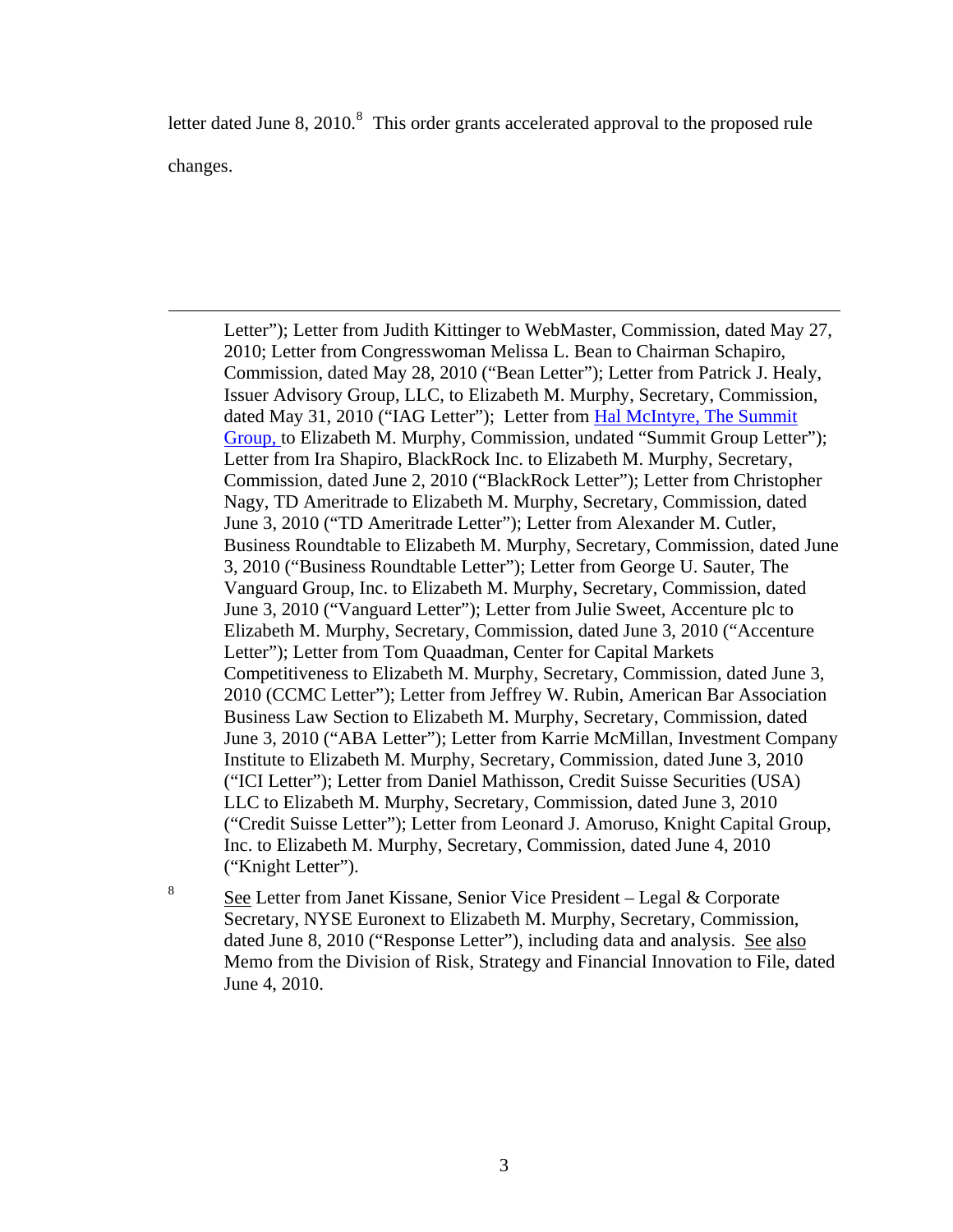letter dated June 8, 2010.[8] This order grants accelerated approval to the proposed rule changes.

---

Letter"); Letter from Judith Kittinger to WebMaster, Commission, dated May 27, 2010; Letter from Congresswoman Melissa L. Bean to Chairman Schapiro, Commission, dated May 28, 2010 ("Bean Letter"); Letter from Patrick J. Healy, Issuer Advisory Group, LLC, to Elizabeth M. Murphy, Secretary, Commission, dated May 31, 2010 ("IAG Letter"); Letter from Hal McIntyre, The Summit Group, to Elizabeth M. Murphy, Commission, undated "Summit Group Letter"); Letter from Ira Shapiro, BlackRock Inc. to Elizabeth M. Murphy, Secretary, Commission, dated June 2, 2010 ("BlackRock Letter"); Letter from Christopher Nagy, TD Ameritrade to Elizabeth M. Murphy, Secretary, Commission, dated June 3, 2010 ("TD Ameritrade Letter"); Letter from Alexander M. Cutler, Business Roundtable to Elizabeth M. Murphy, Secretary, Commission, dated June 3, 2010 ("Business Roundtable Letter"); Letter from George U. Sauter, The Vanguard Group, Inc. to Elizabeth M. Murphy, Secretary, Commission, dated June 3, 2010 ("Vanguard Letter"); Letter from Julie Sweet, Accenture plc to Elizabeth M. Murphy, Secretary, Commission, dated June 3, 2010 ("Accenture Letter"); Letter from Tom Quaadman, Center for Capital Markets Competitiveness to Elizabeth M. Murphy, Secretary, Commission, dated June 3, 2010 (CCMC Letter"); Letter from Jeffrey W. Rubin, American Bar Association Business Law Section to Elizabeth M. Murphy, Secretary, Commission, dated June 3, 2010 ("ABA Letter"); Letter from Karrie McMillan, Investment Company Institute to Elizabeth M. Murphy, Secretary, Commission, dated June 3, 2010 ("ICI Letter"); Letter from Daniel Mathisson, Credit Suisse Securities (USA) LLC to Elizabeth M. Murphy, Secretary, Commission, dated June 3, 2010 ("Credit Suisse Letter"); Letter from Leonard J. Amoruso, Knight Capital Group, Inc. to Elizabeth M. Murphy, Secretary, Commission, dated June 4, 2010 ("Knight Letter").

[8] See Letter from Janet Kissane, Senior Vice President – Legal & Corporate Secretary, NYSE Euronext to Elizabeth M. Murphy, Secretary, Commission, dated June 8, 2010 ("Response Letter"), including data and analysis. See also Memo from the Division of Risk, Strategy and Financial Innovation to File, dated June 4, 2010.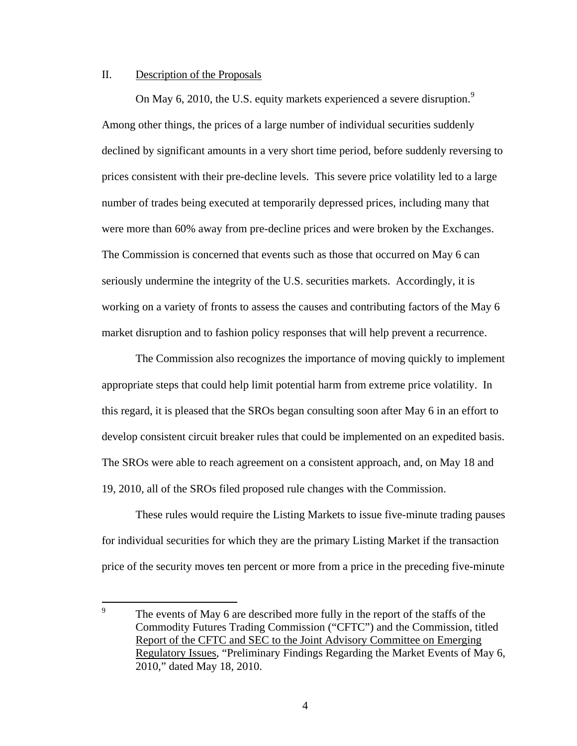## II. Description of the Proposals

On May 6, 2010, the U.S. equity markets experienced a severe disruption.[9] Among other things, the prices of a large number of individual securities suddenly declined by significant amounts in a very short time period, before suddenly reversing to prices consistent with their pre-decline levels. This severe price volatility led to a large number of trades being executed at temporarily depressed prices, including many that were more than 60% away from pre-decline prices and were broken by the Exchanges. The Commission is concerned that events such as those that occurred on May 6 can seriously undermine the integrity of the U.S. securities markets. Accordingly, it is working on a variety of fronts to assess the causes and contributing factors of the May 6 market disruption and to fashion policy responses that will help prevent a recurrence.

The Commission also recognizes the importance of moving quickly to implement appropriate steps that could help limit potential harm from extreme price volatility. In this regard, it is pleased that the SROs began consulting soon after May 6 in an effort to develop consistent circuit breaker rules that could be implemented on an expedited basis. The SROs were able to reach agreement on a consistent approach, and, on May 18 and 19, 2010, all of the SROs filed proposed rule changes with the Commission.

These rules would require the Listing Markets to issue five-minute trading pauses for individual securities for which they are the primary Listing Market if the transaction price of the security moves ten percent or more from a price in the preceding five-minute

---

[9] The events of May 6 are described more fully in the report of the staffs of the Commodity Futures Trading Commission ("CFTC") and the Commission, titled Report of the CFTC and SEC to the Joint Advisory Committee on Emerging Regulatory Issues, "Preliminary Findings Regarding the Market Events of May 6, 2010," dated May 18, 2010.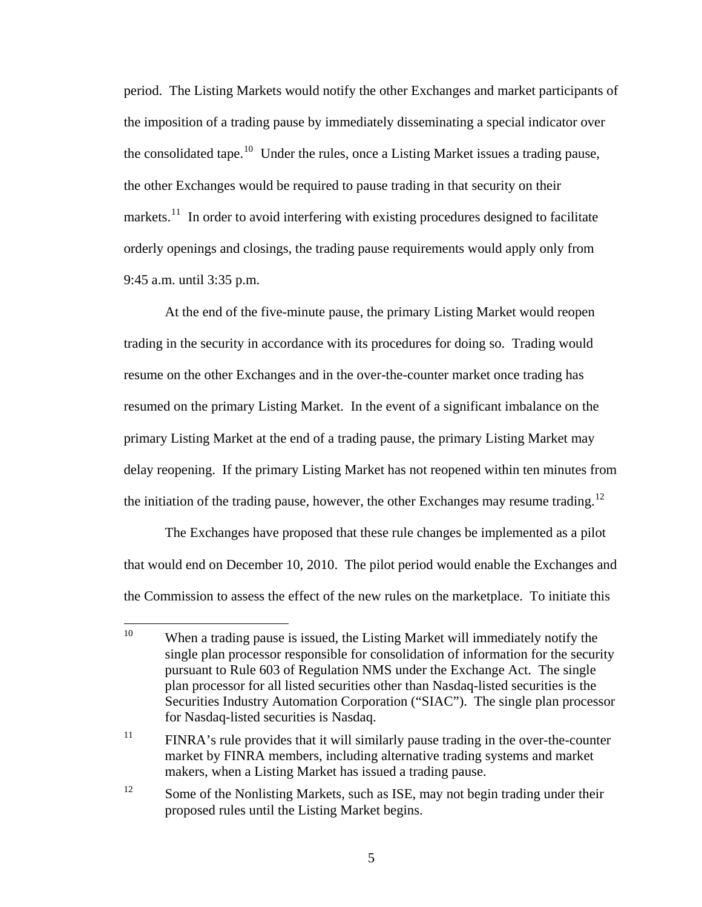period. The Listing Markets would notify the other Exchanges and market participants of the imposition of a trading pause by immediately disseminating a special indicator over the consolidated tape.[10] Under the rules, once a Listing Market issues a trading pause, the other Exchanges would be required to pause trading in that security on their markets.[11] In order to avoid interfering with existing procedures designed to facilitate orderly openings and closings, the trading pause requirements would apply only from 9:45 a.m. until 3:35 p.m.

At the end of the five-minute pause, the primary Listing Market would reopen trading in the security in accordance with its procedures for doing so. Trading would resume on the other Exchanges and in the over-the-counter market once trading has resumed on the primary Listing Market. In the event of a significant imbalance on the primary Listing Market at the end of a trading pause, the primary Listing Market may delay reopening. If the primary Listing Market has not reopened within ten minutes from the initiation of the trading pause, however, the other Exchanges may resume trading.[12]

The Exchanges have proposed that these rule changes be implemented as a pilot that would end on December 10, 2010. The pilot period would enable the Exchanges and the Commission to assess the effect of the new rules on the marketplace. To initiate this

---

[10] When a trading pause is issued, the Listing Market will immediately notify the single plan processor responsible for consolidation of information for the security pursuant to Rule 603 of Regulation NMS under the Exchange Act. The single plan processor for all listed securities other than Nasdaq-listed securities is the Securities Industry Automation Corporation ("SIAC"). The single plan processor for Nasdaq-listed securities is Nasdaq.

[11] FINRA's rule provides that it will similarly pause trading in the over-the-counter market by FINRA members, including alternative trading systems and market makers, when a Listing Market has issued a trading pause.

[12] Some of the Nonlisting Markets, such as ISE, may not begin trading under their proposed rules until the Listing Market begins.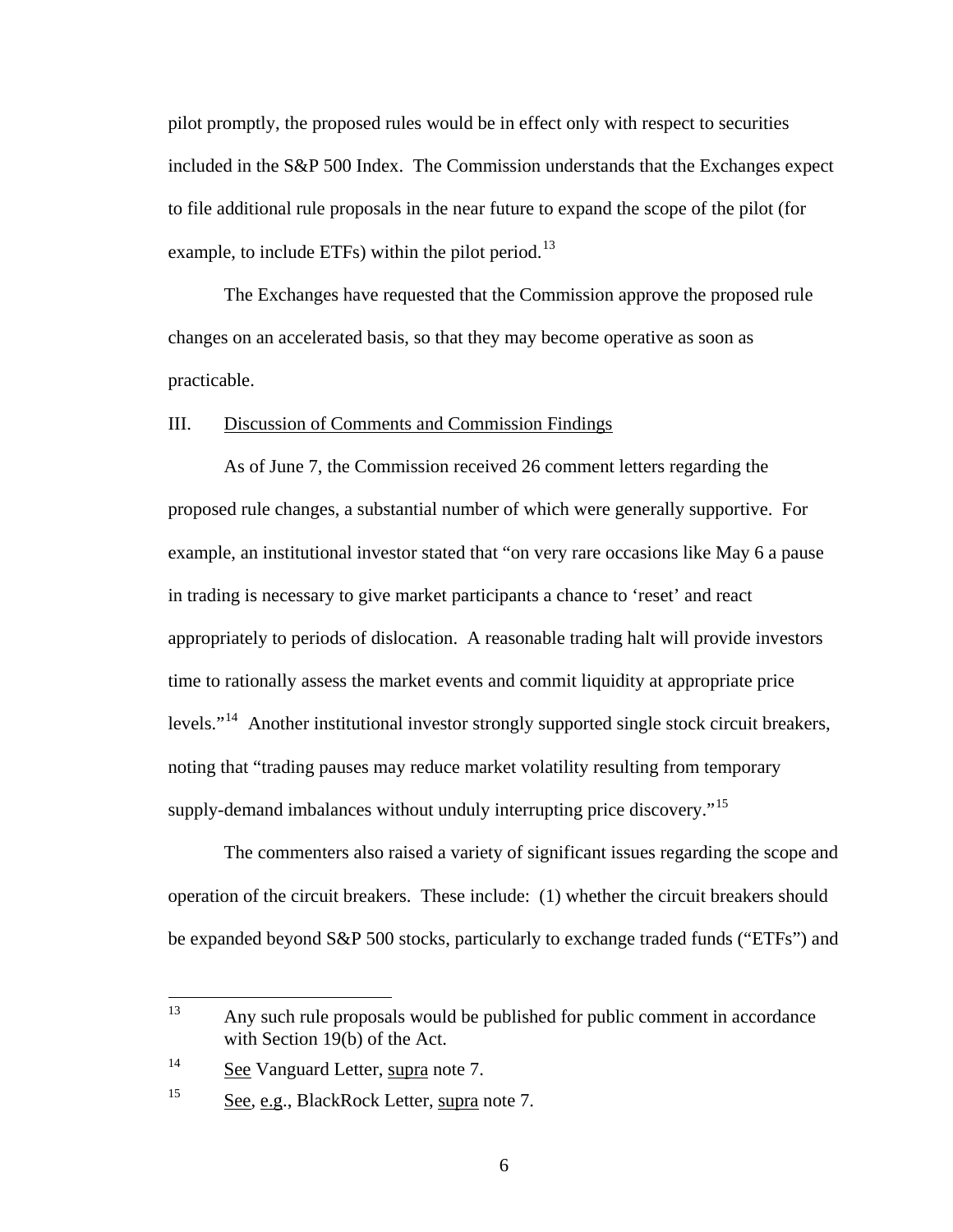pilot promptly, the proposed rules would be in effect only with respect to securities included in the S&P 500 Index. The Commission understands that the Exchanges expect to file additional rule proposals in the near future to expand the scope of the pilot (for example, to include ETFs) within the pilot period.[13]

The Exchanges have requested that the Commission approve the proposed rule changes on an accelerated basis, so that they may become operative as soon as practicable.

## III. Discussion of Comments and Commission Findings

As of June 7, the Commission received 26 comment letters regarding the proposed rule changes, a substantial number of which were generally supportive. For example, an institutional investor stated that "on very rare occasions like May 6 a pause in trading is necessary to give market participants a chance to 'reset' and react appropriately to periods of dislocation. A reasonable trading halt will provide investors time to rationally assess the market events and commit liquidity at appropriate price levels."[14] Another institutional investor strongly supported single stock circuit breakers, noting that "trading pauses may reduce market volatility resulting from temporary supply-demand imbalances without unduly interrupting price discovery."[15]

The commenters also raised a variety of significant issues regarding the scope and operation of the circuit breakers. These include: (1) whether the circuit breakers should be expanded beyond S&P 500 stocks, particularly to exchange traded funds ("ETFs") and

---

[13] Any such rule proposals would be published for public comment in accordance with Section 19(b) of the Act.

[14] See Vanguard Letter, supra note 7.

[15] See, e.g., BlackRock Letter, supra note 7.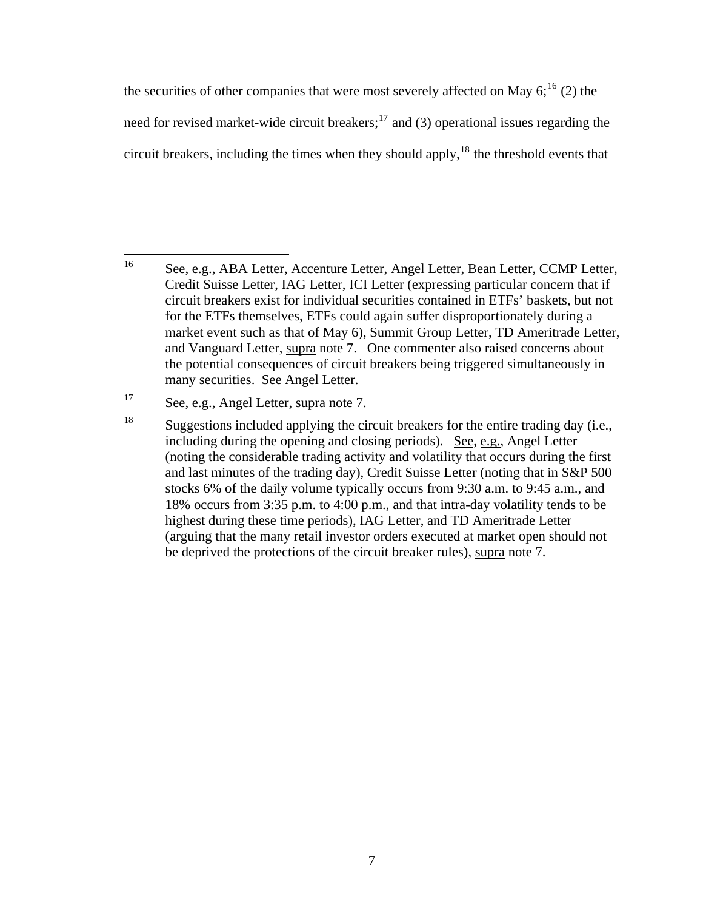the securities of other companies that were most severely affected on May 6;[16] (2) the need for revised market-wide circuit breakers;[17] and (3) operational issues regarding the circuit breakers, including the times when they should apply,[18] the threshold events that

---

[16] See, e.g., ABA Letter, Accenture Letter, Angel Letter, Bean Letter, CCMP Letter, Credit Suisse Letter, IAG Letter, ICI Letter (expressing particular concern that if circuit breakers exist for individual securities contained in ETFs' baskets, but not for the ETFs themselves, ETFs could again suffer disproportionately during a market event such as that of May 6), Summit Group Letter, TD Ameritrade Letter, and Vanguard Letter, supra note 7. One commenter also raised concerns about the potential consequences of circuit breakers being triggered simultaneously in many securities. See Angel Letter.

[17] See, e.g., Angel Letter, supra note 7.

[18] Suggestions included applying the circuit breakers for the entire trading day (i.e., including during the opening and closing periods). See, e.g., Angel Letter (noting the considerable trading activity and volatility that occurs during the first and last minutes of the trading day), Credit Suisse Letter (noting that in S&P 500 stocks 6% of the daily volume typically occurs from 9:30 a.m. to 9:45 a.m., and 18% occurs from 3:35 p.m. to 4:00 p.m., and that intra-day volatility tends to be highest during these time periods), IAG Letter, and TD Ameritrade Letter (arguing that the many retail investor orders executed at market open should not be deprived the protections of the circuit breaker rules), supra note 7.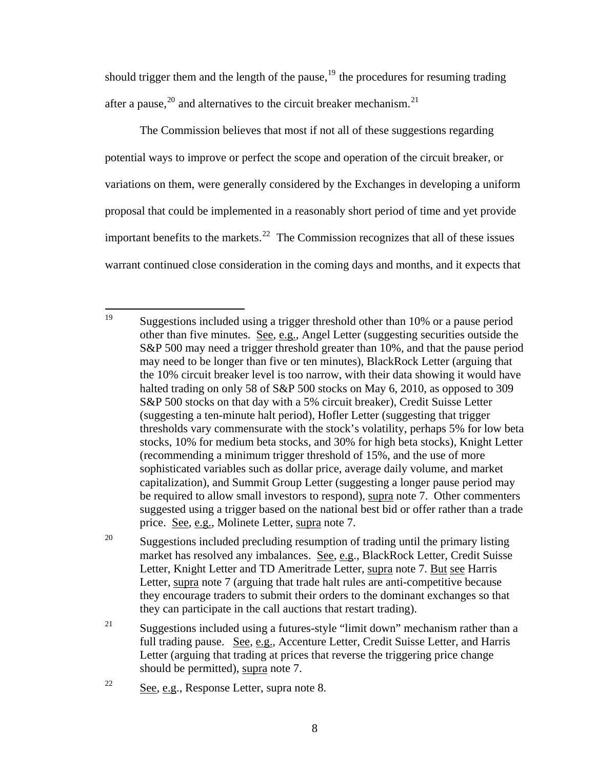should trigger them and the length of the pause,[19] the procedures for resuming trading after a pause,[20] and alternatives to the circuit breaker mechanism.[21]

The Commission believes that most if not all of these suggestions regarding potential ways to improve or perfect the scope and operation of the circuit breaker, or variations on them, were generally considered by the Exchanges in developing a uniform proposal that could be implemented in a reasonably short period of time and yet provide important benefits to the markets.[22] The Commission recognizes that all of these issues warrant continued close consideration in the coming days and months, and it expects that

---

[19] Suggestions included using a trigger threshold other than 10% or a pause period other than five minutes. See, e.g., Angel Letter (suggesting securities outside the S&P 500 may need a trigger threshold greater than 10%, and that the pause period may need to be longer than five or ten minutes), BlackRock Letter (arguing that the 10% circuit breaker level is too narrow, with their data showing it would have halted trading on only 58 of S&P 500 stocks on May 6, 2010, as opposed to 309 S&P 500 stocks on that day with a 5% circuit breaker), Credit Suisse Letter (suggesting a ten-minute halt period), Hofler Letter (suggesting that trigger thresholds vary commensurate with the stock's volatility, perhaps 5% for low beta stocks, 10% for medium beta stocks, and 30% for high beta stocks), Knight Letter (recommending a minimum trigger threshold of 15%, and the use of more sophisticated variables such as dollar price, average daily volume, and market capitalization), and Summit Group Letter (suggesting a longer pause period may be required to allow small investors to respond), supra note 7. Other commenters suggested using a trigger based on the national best bid or offer rather than a trade price. See, e.g., Molinete Letter, supra note 7.

[20] Suggestions included precluding resumption of trading until the primary listing market has resolved any imbalances. See, e.g., BlackRock Letter, Credit Suisse Letter, Knight Letter and TD Ameritrade Letter, supra note 7. But see Harris Letter, supra note 7 (arguing that trade halt rules are anti-competitive because they encourage traders to submit their orders to the dominant exchanges so that they can participate in the call auctions that restart trading).

[21] Suggestions included using a futures-style "limit down" mechanism rather than a full trading pause. See, e.g., Accenture Letter, Credit Suisse Letter, and Harris Letter (arguing that trading at prices that reverse the triggering price change should be permitted), supra note 7.

[22] See, e.g., Response Letter, supra note 8.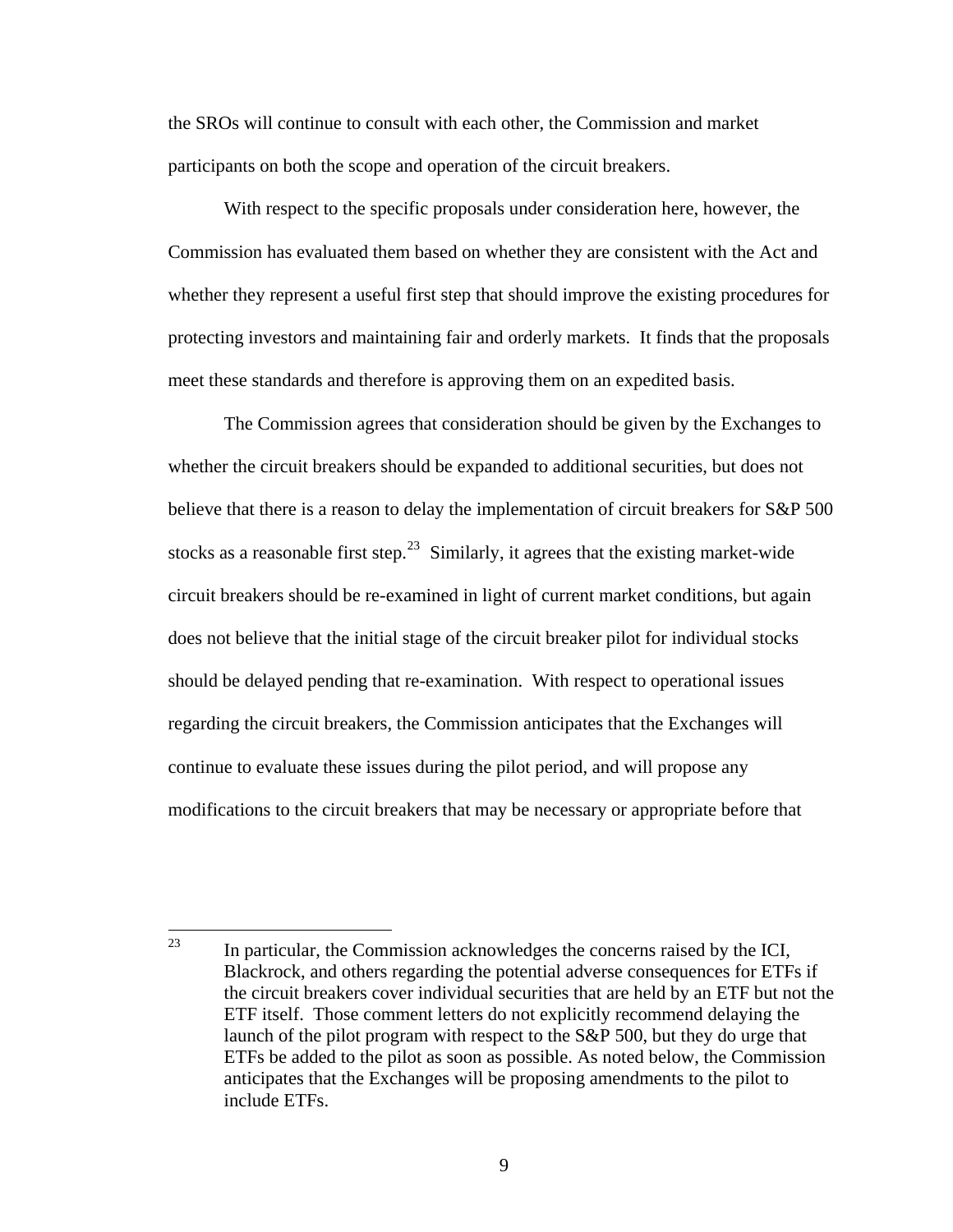the SROs will continue to consult with each other, the Commission and market participants on both the scope and operation of the circuit breakers.

With respect to the specific proposals under consideration here, however, the Commission has evaluated them based on whether they are consistent with the Act and whether they represent a useful first step that should improve the existing procedures for protecting investors and maintaining fair and orderly markets. It finds that the proposals meet these standards and therefore is approving them on an expedited basis.

The Commission agrees that consideration should be given by the Exchanges to whether the circuit breakers should be expanded to additional securities, but does not believe that there is a reason to delay the implementation of circuit breakers for S&P 500 stocks as a reasonable first step.[23] Similarly, it agrees that the existing market-wide circuit breakers should be re-examined in light of current market conditions, but again does not believe that the initial stage of the circuit breaker pilot for individual stocks should be delayed pending that re-examination. With respect to operational issues regarding the circuit breakers, the Commission anticipates that the Exchanges will continue to evaluate these issues during the pilot period, and will propose any modifications to the circuit breakers that may be necessary or appropriate before that

---

[23] In particular, the Commission acknowledges the concerns raised by the ICI, Blackrock, and others regarding the potential adverse consequences for ETFs if the circuit breakers cover individual securities that are held by an ETF but not the ETF itself. Those comment letters do not explicitly recommend delaying the launch of the pilot program with respect to the S&P 500, but they do urge that ETFs be added to the pilot as soon as possible. As noted below, the Commission anticipates that the Exchanges will be proposing amendments to the pilot to include ETFs.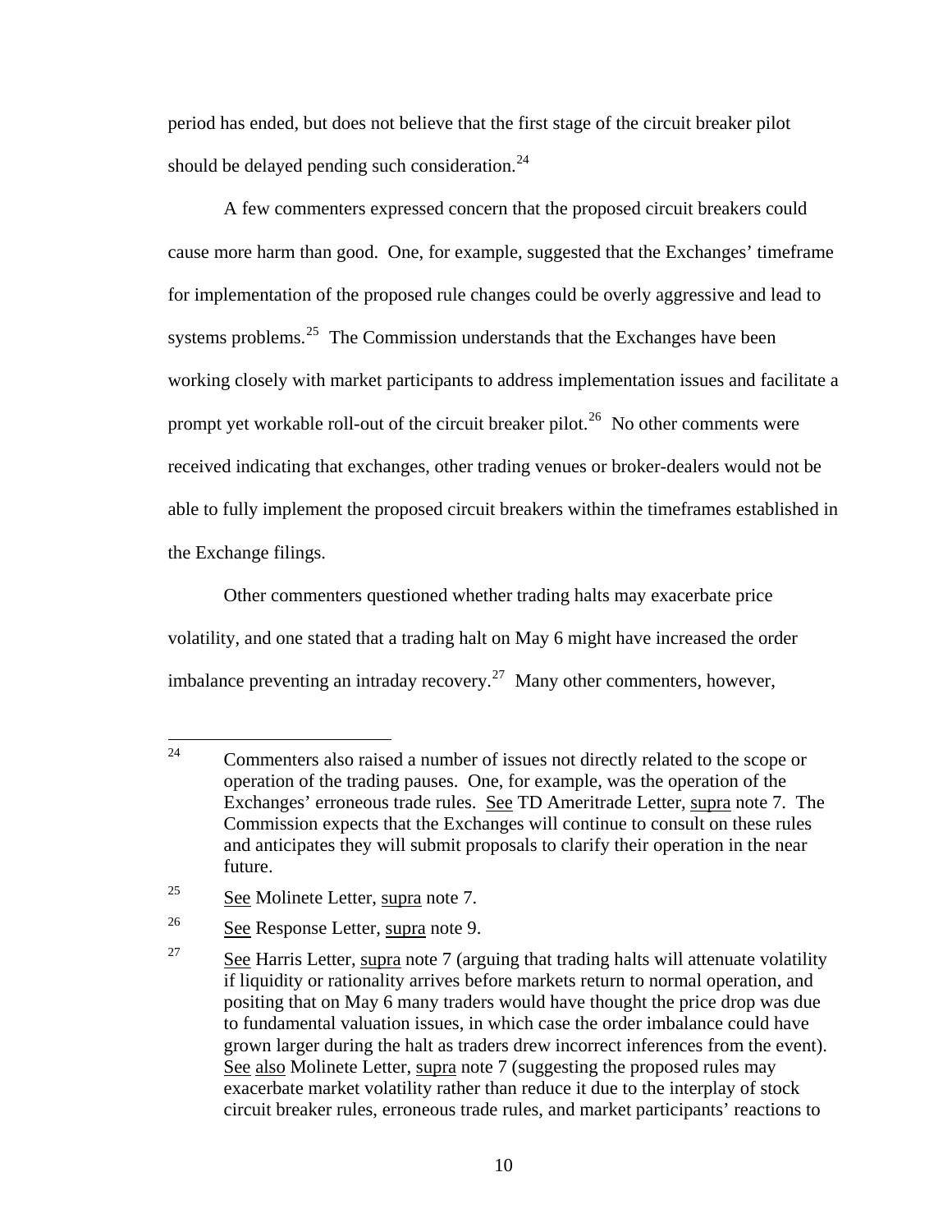period has ended, but does not believe that the first stage of the circuit breaker pilot should be delayed pending such consideration.[24]

A few commenters expressed concern that the proposed circuit breakers could cause more harm than good. One, for example, suggested that the Exchanges' timeframe for implementation of the proposed rule changes could be overly aggressive and lead to systems problems.[25] The Commission understands that the Exchanges have been working closely with market participants to address implementation issues and facilitate a prompt yet workable roll-out of the circuit breaker pilot.[26] No other comments were received indicating that exchanges, other trading venues or broker-dealers would not be able to fully implement the proposed circuit breakers within the timeframes established in the Exchange filings.

Other commenters questioned whether trading halts may exacerbate price volatility, and one stated that a trading halt on May 6 might have increased the order imbalance preventing an intraday recovery.[27] Many other commenters, however,

---

[24] Commenters also raised a number of issues not directly related to the scope or operation of the trading pauses. One, for example, was the operation of the Exchanges' erroneous trade rules. See TD Ameritrade Letter, supra note 7. The Commission expects that the Exchanges will continue to consult on these rules and anticipates they will submit proposals to clarify their operation in the near future.

[25] See Molinete Letter, supra note 7.

[26] See Response Letter, supra note 9.

[27] See Harris Letter, supra note 7 (arguing that trading halts will attenuate volatility if liquidity or rationality arrives before markets return to normal operation, and positing that on May 6 many traders would have thought the price drop was due to fundamental valuation issues, in which case the order imbalance could have grown larger during the halt as traders drew incorrect inferences from the event). See also Molinete Letter, supra note 7 (suggesting the proposed rules may exacerbate market volatility rather than reduce it due to the interplay of stock circuit breaker rules, erroneous trade rules, and market participants' reactions to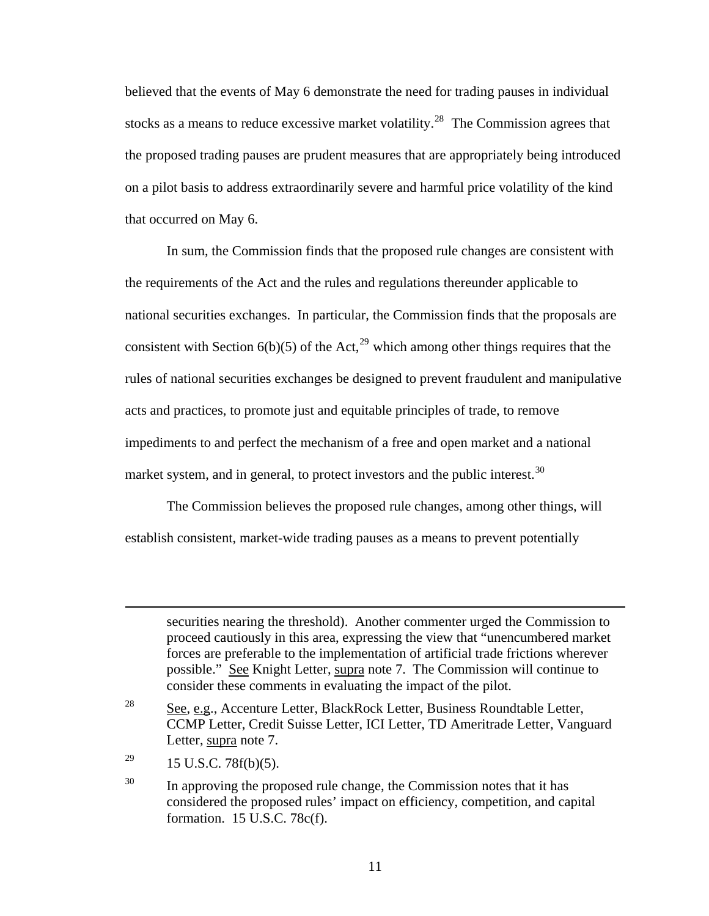believed that the events of May 6 demonstrate the need for trading pauses in individual stocks as a means to reduce excessive market volatility.[28] The Commission agrees that the proposed trading pauses are prudent measures that are appropriately being introduced on a pilot basis to address extraordinarily severe and harmful price volatility of the kind that occurred on May 6.

In sum, the Commission finds that the proposed rule changes are consistent with the requirements of the Act and the rules and regulations thereunder applicable to national securities exchanges. In particular, the Commission finds that the proposals are consistent with Section 6(b)(5) of the Act,[29] which among other things requires that the rules of national securities exchanges be designed to prevent fraudulent and manipulative acts and practices, to promote just and equitable principles of trade, to remove impediments to and perfect the mechanism of a free and open market and a national market system, and in general, to protect investors and the public interest.[30]

The Commission believes the proposed rule changes, among other things, will establish consistent, market-wide trading pauses as a means to prevent potentially

---

securities nearing the threshold). Another commenter urged the Commission to proceed cautiously in this area, expressing the view that "unencumbered market forces are preferable to the implementation of artificial trade frictions wherever possible." See Knight Letter, supra note 7. The Commission will continue to consider these comments in evaluating the impact of the pilot.

[28] See, e.g., Accenture Letter, BlackRock Letter, Business Roundtable Letter, CCMP Letter, Credit Suisse Letter, ICI Letter, TD Ameritrade Letter, Vanguard Letter, supra note 7.

[29] 15 U.S.C. 78f(b)(5).

[30] In approving the proposed rule change, the Commission notes that it has considered the proposed rules' impact on efficiency, competition, and capital formation. 15 U.S.C. 78c(f).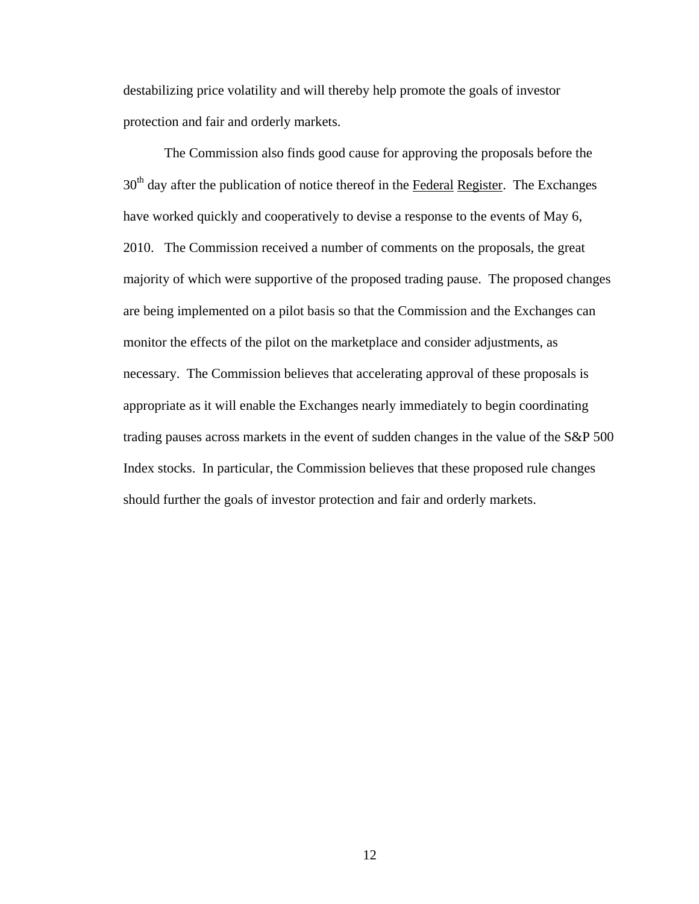destabilizing price volatility and will thereby help promote the goals of investor protection and fair and orderly markets.

The Commission also finds good cause for approving the proposals before the 30th day after the publication of notice thereof in the Federal Register. The Exchanges have worked quickly and cooperatively to devise a response to the events of May 6, 2010. The Commission received a number of comments on the proposals, the great majority of which were supportive of the proposed trading pause. The proposed changes are being implemented on a pilot basis so that the Commission and the Exchanges can monitor the effects of the pilot on the marketplace and consider adjustments, as necessary. The Commission believes that accelerating approval of these proposals is appropriate as it will enable the Exchanges nearly immediately to begin coordinating trading pauses across markets in the event of sudden changes in the value of the S&P 500 Index stocks. In particular, the Commission believes that these proposed rule changes should further the goals of investor protection and fair and orderly markets.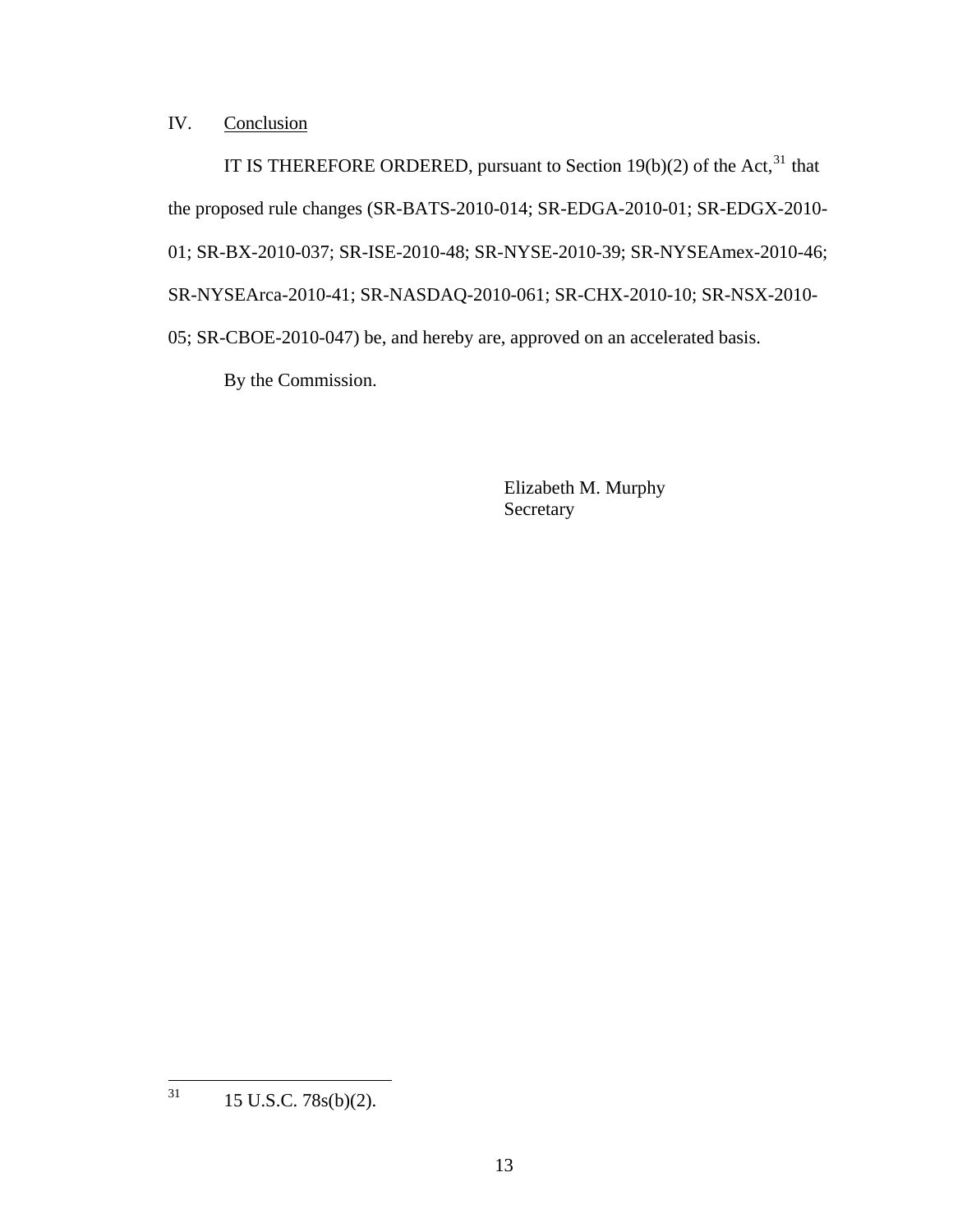## IV. Conclusion

IT IS THEREFORE ORDERED, pursuant to Section 19(b)(2) of the Act,[31] that the proposed rule changes (SR-BATS-2010-014; SR-EDGA-2010-01; SR-EDGX-2010-01; SR-BX-2010-037; SR-ISE-2010-48; SR-NYSE-2010-39; SR-NYSEAmex-2010-46; SR-NYSEArca-2010-41; SR-NASDAQ-2010-061; SR-CHX-2010-10; SR-NSX-2010-05; SR-CBOE-2010-047) be, and hereby are, approved on an accelerated basis.

By the Commission.

Elizabeth M. Murphy
Secretary

---

[31] 15 U.S.C. 78s(b)(2).